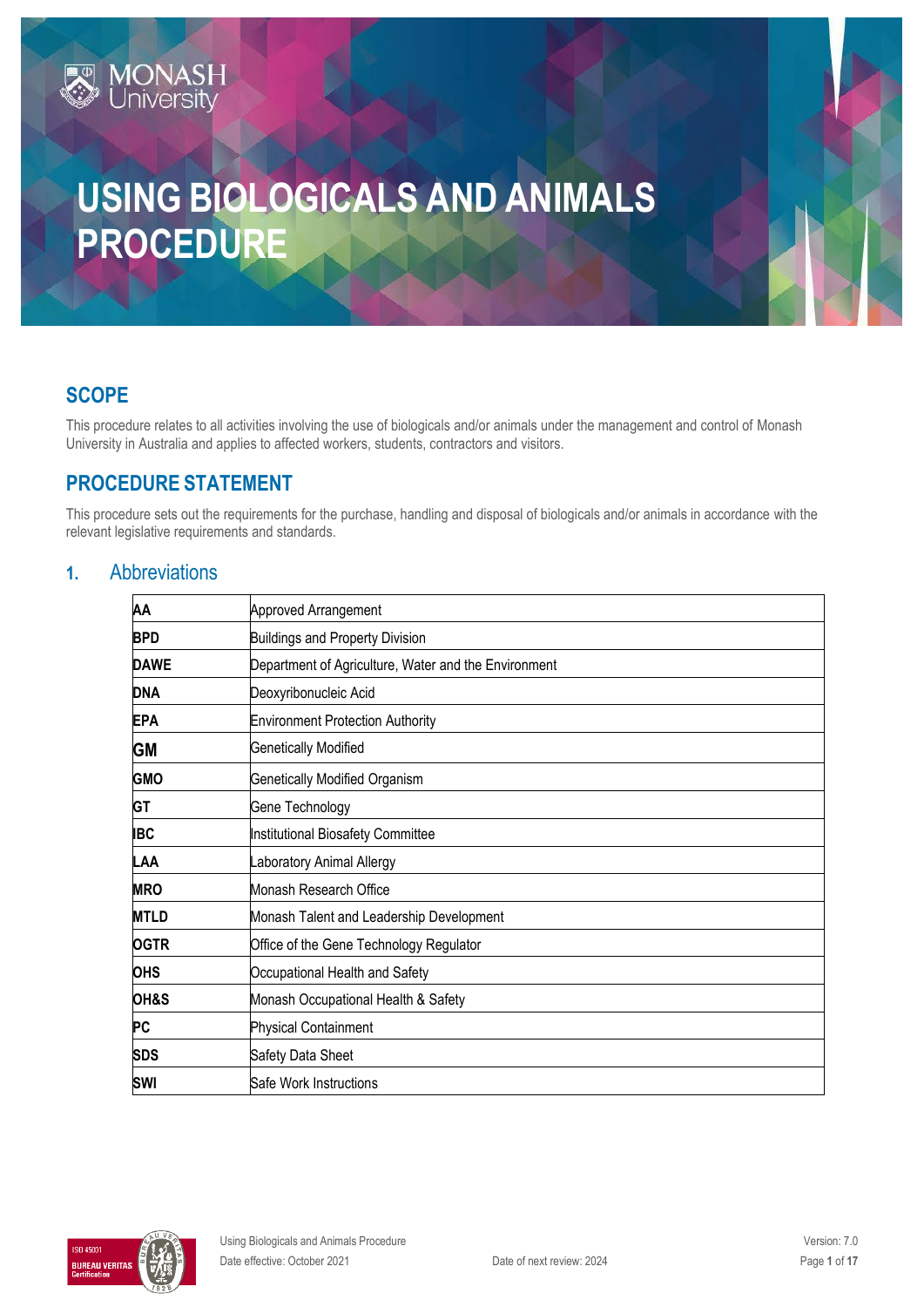# USING BIOLOGICALS AND ANIMALS PROCEDURE

## SCOPE

This procedure relates to all activities involving the use of biologicals and/or animals under the management and control of Monash University in Australia and applies to affected workers, students, contractors and visitors.

## PROCEDURE STATEMENT

This procedure sets out the requirements for the purchase, handling and disposal of biologicals and/or animals in accordance with the relevant legislative requirements and standards.

## 1. Abbreviations

| | |
|---|---|
| **AA** | Approved Arrangement |
| **BPD** | Buildings and Property Division |
| **DAWE** | Department of Agriculture, Water and the Environment |
| **DNA** | Deoxyribonucleic Acid |
| **EPA** | Environment Protection Authority |
| **GM** | Genetically Modified |
| **GMO** | Genetically Modified Organism |
| **GT** | Gene Technology |
| **IBC** | Institutional Biosafety Committee |
| **LAA** | Laboratory Animal Allergy |
| **MRO** | Monash Research Office |
| **MTLD** | Monash Talent and Leadership Development |
| **OGTR** | Office of the Gene Technology Regulator |
| **OHS** | Occupational Health and Safety |
| **OH&S** | Monash Occupational Health & Safety |
| **PC** | Physical Containment |
| **SDS** | Safety Data Sheet |
| **SWI** | Safe Work Instructions |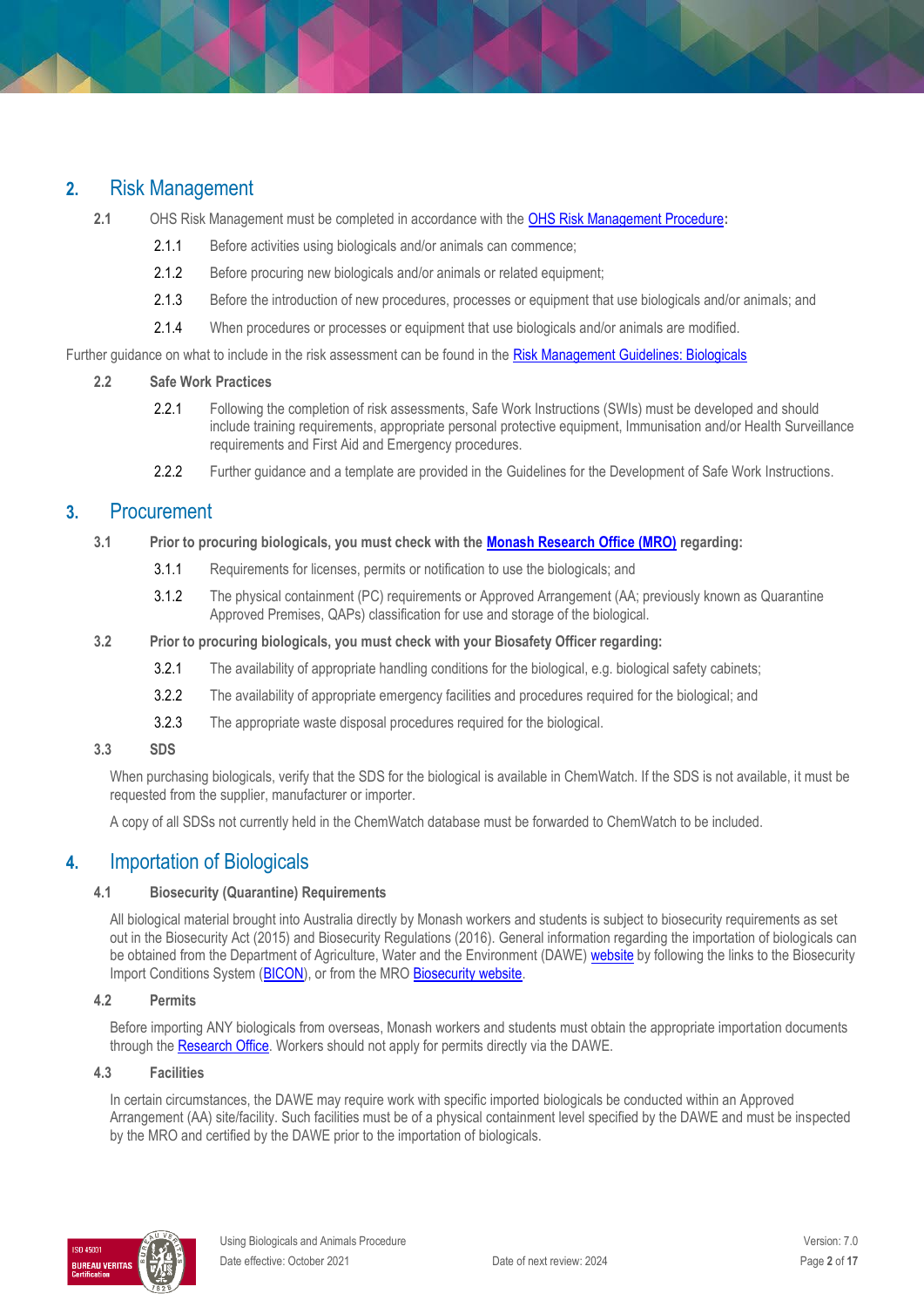## 2. Risk Management

**2.1** OHS Risk Management must be completed in accordance with the [OHS Risk Management Procedure](): 

- 2.1.1 Before activities using biologicals and/or animals can commence;
- 2.1.2 Before procuring new biologicals and/or animals or related equipment;
- 2.1.3 Before the introduction of new procedures, processes or equipment that use biologicals and/or animals; and
- 2.1.4 When procedures or processes or equipment that use biologicals and/or animals are modified.

Further guidance on what to include in the risk assessment can be found in the [Risk Management Guidelines: Biologicals]()

### 2.2 Safe Work Practices

- 2.2.1 Following the completion of risk assessments, Safe Work Instructions (SWIs) must be developed and should include training requirements, appropriate personal protective equipment, Immunisation and/or Health Surveillance requirements and First Aid and Emergency procedures.
- 2.2.2 Further guidance and a template are provided in the Guidelines for the Development of Safe Work Instructions.

## 3. Procurement

**3.1 Prior to procuring biologicals, you must check with the [Monash Research Office (MRO)]() regarding:**

- 3.1.1 Requirements for licenses, permits or notification to use the biologicals; and
- 3.1.2 The physical containment (PC) requirements or Approved Arrangement (AA; previously known as Quarantine Approved Premises, QAPs) classification for use and storage of the biological.

**3.2 Prior to procuring biologicals, you must check with your Biosafety Officer regarding:**

- 3.2.1 The availability of appropriate handling conditions for the biological, e.g. biological safety cabinets;
- 3.2.2 The availability of appropriate emergency facilities and procedures required for the biological; and
- 3.2.3 The appropriate waste disposal procedures required for the biological.

### 3.3 SDS

When purchasing biologicals, verify that the SDS for the biological is available in ChemWatch. If the SDS is not available, it must be requested from the supplier, manufacturer or importer.

A copy of all SDSs not currently held in the ChemWatch database must be forwarded to ChemWatch to be included.

## 4. Importation of Biologicals

### 4.1 Biosecurity (Quarantine) Requirements

All biological material brought into Australia directly by Monash workers and students is subject to biosecurity requirements as set out in the Biosecurity Act (2015) and Biosecurity Regulations (2016). General information regarding the importation of biologicals can be obtained from the Department of Agriculture, Water and the Environment (DAWE) [website]() by following the links to the Biosecurity Import Conditions System ([BICON]()), or from the MRO [Biosecurity website]().

### 4.2 Permits

Before importing ANY biologicals from overseas, Monash workers and students must obtain the appropriate importation documents through the [Research Office](). Workers should not apply for permits directly via the DAWE.

### 4.3 Facilities

In certain circumstances, the DAWE may require work with specific imported biologicals be conducted within an Approved Arrangement (AA) site/facility. Such facilities must be of a physical containment level specified by the DAWE and must be inspected by the MRO and certified by the DAWE prior to the importation of biologicals.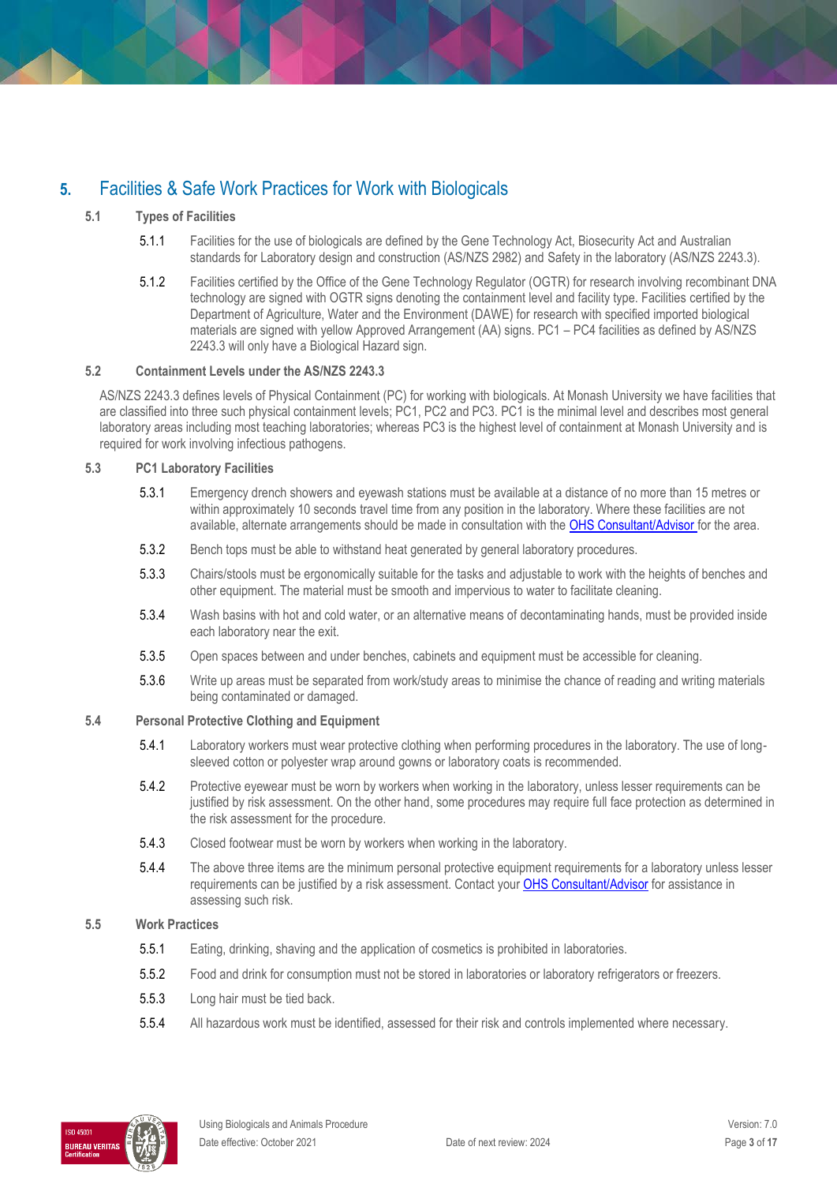# 5. Facilities & Safe Work Practices for Work with Biologicals

## 5.1 Types of Facilities

5.1.1 Facilities for the use of biologicals are defined by the Gene Technology Act, Biosecurity Act and Australian standards for Laboratory design and construction (AS/NZS 2982) and Safety in the laboratory (AS/NZS 2243.3).

5.1.2 Facilities certified by the Office of the Gene Technology Regulator (OGTR) for research involving recombinant DNA technology are signed with OGTR signs denoting the containment level and facility type. Facilities certified by the Department of Agriculture, Water and the Environment (DAWE) for research with specified imported biological materials are signed with yellow Approved Arrangement (AA) signs. PC1 – PC4 facilities as defined by AS/NZS 2243.3 will only have a Biological Hazard sign.

## 5.2 Containment Levels under the AS/NZS 2243.3

AS/NZS 2243.3 defines levels of Physical Containment (PC) for working with biologicals. At Monash University we have facilities that are classified into three such physical containment levels; PC1, PC2 and PC3. PC1 is the minimal level and describes most general laboratory areas including most teaching laboratories; whereas PC3 is the highest level of containment at Monash University and is required for work involving infectious pathogens.

## 5.3 PC1 Laboratory Facilities

5.3.1 Emergency drench showers and eyewash stations must be available at a distance of no more than 15 metres or within approximately 10 seconds travel time from any position in the laboratory. Where these facilities are not available, alternate arrangements should be made in consultation with the OHS Consultant/Advisor for the area.

5.3.2 Bench tops must be able to withstand heat generated by general laboratory procedures.

5.3.3 Chairs/stools must be ergonomically suitable for the tasks and adjustable to work with the heights of benches and other equipment. The material must be smooth and impervious to water to facilitate cleaning.

5.3.4 Wash basins with hot and cold water, or an alternative means of decontaminating hands, must be provided inside each laboratory near the exit.

5.3.5 Open spaces between and under benches, cabinets and equipment must be accessible for cleaning.

5.3.6 Write up areas must be separated from work/study areas to minimise the chance of reading and writing materials being contaminated or damaged.

## 5.4 Personal Protective Clothing and Equipment

5.4.1 Laboratory workers must wear protective clothing when performing procedures in the laboratory. The use of long-sleeved cotton or polyester wrap around gowns or laboratory coats is recommended.

5.4.2 Protective eyewear must be worn by workers when working in the laboratory, unless lesser requirements can be justified by risk assessment. On the other hand, some procedures may require full face protection as determined in the risk assessment for the procedure.

5.4.3 Closed footwear must be worn by workers when working in the laboratory.

5.4.4 The above three items are the minimum personal protective equipment requirements for a laboratory unless lesser requirements can be justified by a risk assessment. Contact your OHS Consultant/Advisor for assistance in assessing such risk.

## 5.5 Work Practices

5.5.1 Eating, drinking, shaving and the application of cosmetics is prohibited in laboratories.

5.5.2 Food and drink for consumption must not be stored in laboratories or laboratory refrigerators or freezers.

5.5.3 Long hair must be tied back.

5.5.4 All hazardous work must be identified, assessed for their risk and controls implemented where necessary.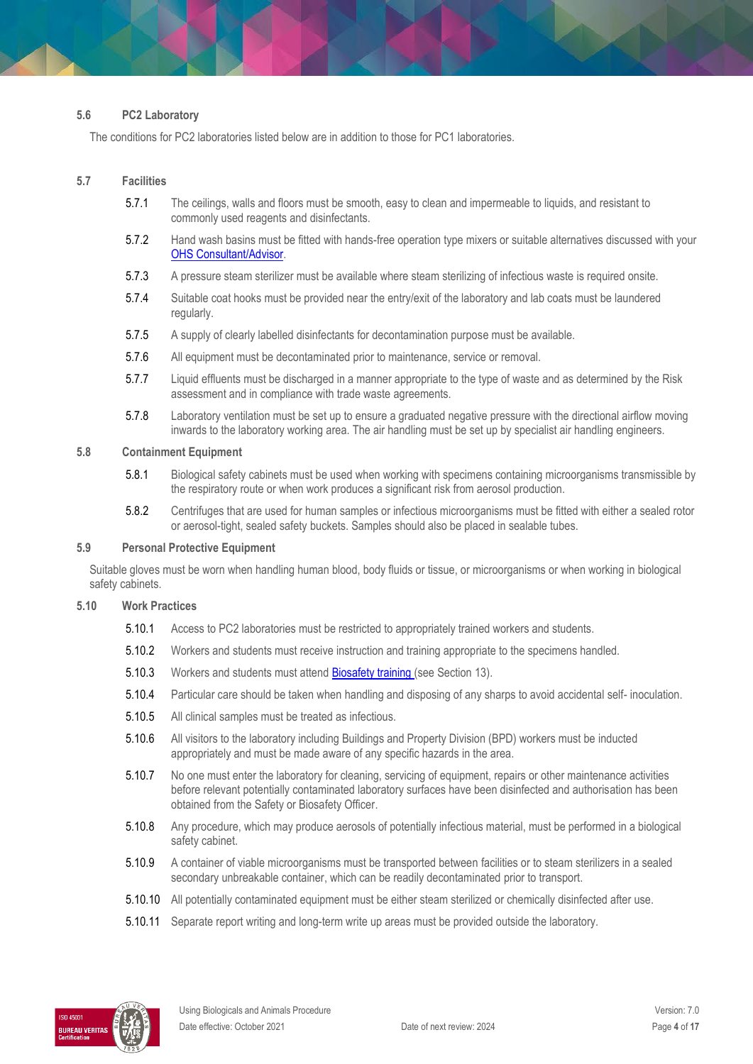## 5.6 PC2 Laboratory

The conditions for PC2 laboratories listed below are in addition to those for PC1 laboratories.

## 5.7 Facilities

5.7.1 The ceilings, walls and floors must be smooth, easy to clean and impermeable to liquids, and resistant to commonly used reagents and disinfectants.

5.7.2 Hand wash basins must be fitted with hands-free operation type mixers or suitable alternatives discussed with your [OHS Consultant/Advisor](#).

5.7.3 A pressure steam sterilizer must be available where steam sterilizing of infectious waste is required onsite.

5.7.4 Suitable coat hooks must be provided near the entry/exit of the laboratory and lab coats must be laundered regularly.

5.7.5 A supply of clearly labelled disinfectants for decontamination purpose must be available.

5.7.6 All equipment must be decontaminated prior to maintenance, service or removal.

5.7.7 Liquid effluents must be discharged in a manner appropriate to the type of waste and as determined by the Risk assessment and in compliance with trade waste agreements.

5.7.8 Laboratory ventilation must be set up to ensure a graduated negative pressure with the directional airflow moving inwards to the laboratory working area. The air handling must be set up by specialist air handling engineers.

## 5.8 Containment Equipment

5.8.1 Biological safety cabinets must be used when working with specimens containing microorganisms transmissible by the respiratory route or when work produces a significant risk from aerosol production.

5.8.2 Centrifuges that are used for human samples or infectious microorganisms must be fitted with either a sealed rotor or aerosol-tight, sealed safety buckets. Samples should also be placed in sealable tubes.

## 5.9 Personal Protective Equipment

Suitable gloves must be worn when handling human blood, body fluids or tissue, or microorganisms or when working in biological safety cabinets.

## 5.10 Work Practices

5.10.1 Access to PC2 laboratories must be restricted to appropriately trained workers and students.

5.10.2 Workers and students must receive instruction and training appropriate to the specimens handled.

5.10.3 Workers and students must attend [Biosafety training](#) (see Section 13).

5.10.4 Particular care should be taken when handling and disposing of any sharps to avoid accidental self- inoculation.

5.10.5 All clinical samples must be treated as infectious.

5.10.6 All visitors to the laboratory including Buildings and Property Division (BPD) workers must be inducted appropriately and must be made aware of any specific hazards in the area.

5.10.7 No one must enter the laboratory for cleaning, servicing of equipment, repairs or other maintenance activities before relevant potentially contaminated laboratory surfaces have been disinfected and authorisation has been obtained from the Safety or Biosafety Officer.

5.10.8 Any procedure, which may produce aerosols of potentially infectious material, must be performed in a biological safety cabinet.

5.10.9 A container of viable microorganisms must be transported between facilities or to steam sterilizers in a sealed secondary unbreakable container, which can be readily decontaminated prior to transport.

5.10.10 All potentially contaminated equipment must be either steam sterilized or chemically disinfected after use.

5.10.11 Separate report writing and long-term write up areas must be provided outside the laboratory.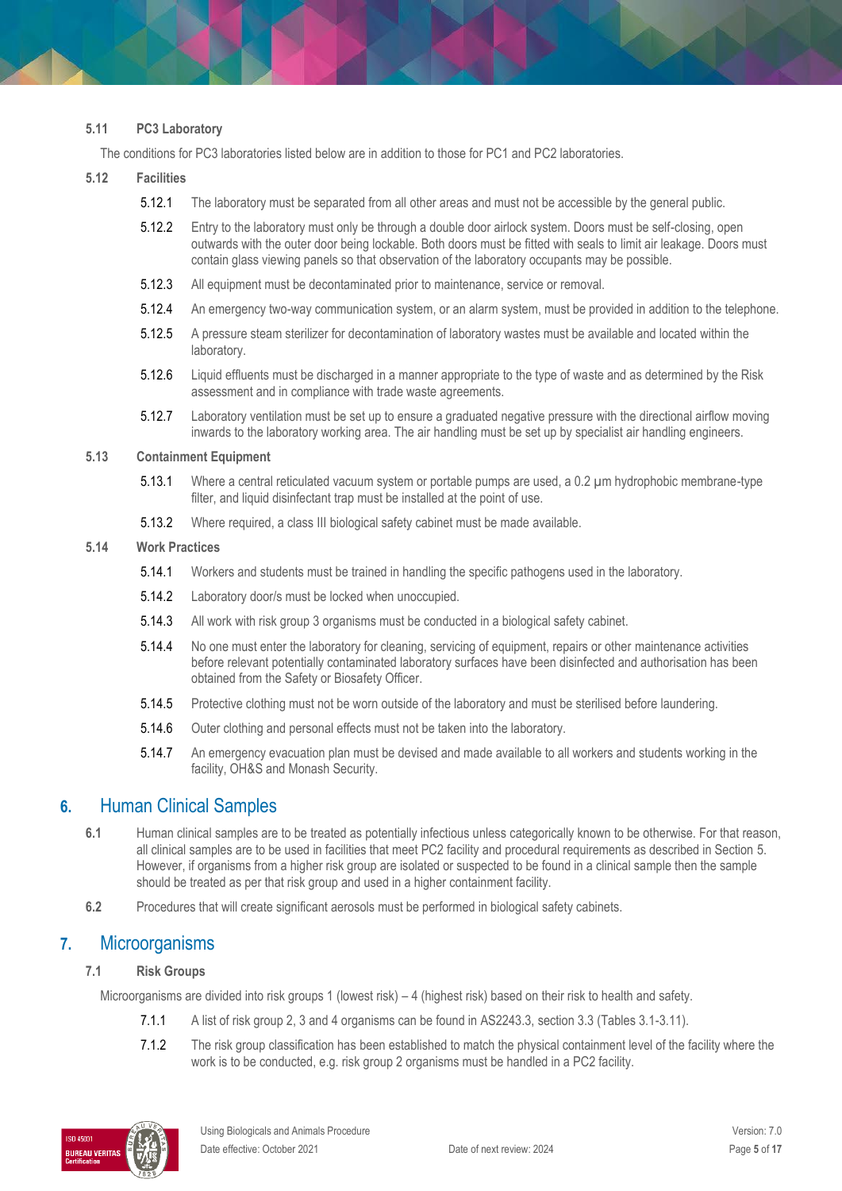### 5.11 PC3 Laboratory

The conditions for PC3 laboratories listed below are in addition to those for PC1 and PC2 laboratories.

### 5.12 Facilities

- 5.12.1 The laboratory must be separated from all other areas and must not be accessible by the general public.
- 5.12.2 Entry to the laboratory must only be through a double door airlock system. Doors must be self-closing, open outwards with the outer door being lockable. Both doors must be fitted with seals to limit air leakage. Doors must contain glass viewing panels so that observation of the laboratory occupants may be possible.
- 5.12.3 All equipment must be decontaminated prior to maintenance, service or removal.
- 5.12.4 An emergency two-way communication system, or an alarm system, must be provided in addition to the telephone.
- 5.12.5 A pressure steam sterilizer for decontamination of laboratory wastes must be available and located within the laboratory.
- 5.12.6 Liquid effluents must be discharged in a manner appropriate to the type of waste and as determined by the Risk assessment and in compliance with trade waste agreements.
- 5.12.7 Laboratory ventilation must be set up to ensure a graduated negative pressure with the directional airflow moving inwards to the laboratory working area. The air handling must be set up by specialist air handling engineers.

### 5.13 Containment Equipment

- 5.13.1 Where a central reticulated vacuum system or portable pumps are used, a 0.2 μm hydrophobic membrane-type filter, and liquid disinfectant trap must be installed at the point of use.
- 5.13.2 Where required, a class III biological safety cabinet must be made available.

### 5.14 Work Practices

- 5.14.1 Workers and students must be trained in handling the specific pathogens used in the laboratory.
- 5.14.2 Laboratory door/s must be locked when unoccupied.
- 5.14.3 All work with risk group 3 organisms must be conducted in a biological safety cabinet.
- 5.14.4 No one must enter the laboratory for cleaning, servicing of equipment, repairs or other maintenance activities before relevant potentially contaminated laboratory surfaces have been disinfected and authorisation has been obtained from the Safety or Biosafety Officer.
- 5.14.5 Protective clothing must not be worn outside of the laboratory and must be sterilised before laundering.
- 5.14.6 Outer clothing and personal effects must not be taken into the laboratory.
- 5.14.7 An emergency evacuation plan must be devised and made available to all workers and students working in the facility, OH&S and Monash Security.

## 6. Human Clinical Samples

**6.1** Human clinical samples are to be treated as potentially infectious unless categorically known to be otherwise. For that reason, all clinical samples are to be used in facilities that meet PC2 facility and procedural requirements as described in Section 5. However, if organisms from a higher risk group are isolated or suspected to be found in a clinical sample then the sample should be treated as per that risk group and used in a higher containment facility.

**6.2** Procedures that will create significant aerosols must be performed in biological safety cabinets.

## 7. Microorganisms

### 7.1 Risk Groups

Microorganisms are divided into risk groups 1 (lowest risk) – 4 (highest risk) based on their risk to health and safety.

- 7.1.1 A list of risk group 2, 3 and 4 organisms can be found in AS2243.3, section 3.3 (Tables 3.1-3.11).
- 7.1.2 The risk group classification has been established to match the physical containment level of the facility where the work is to be conducted, e.g. risk group 2 organisms must be handled in a PC2 facility.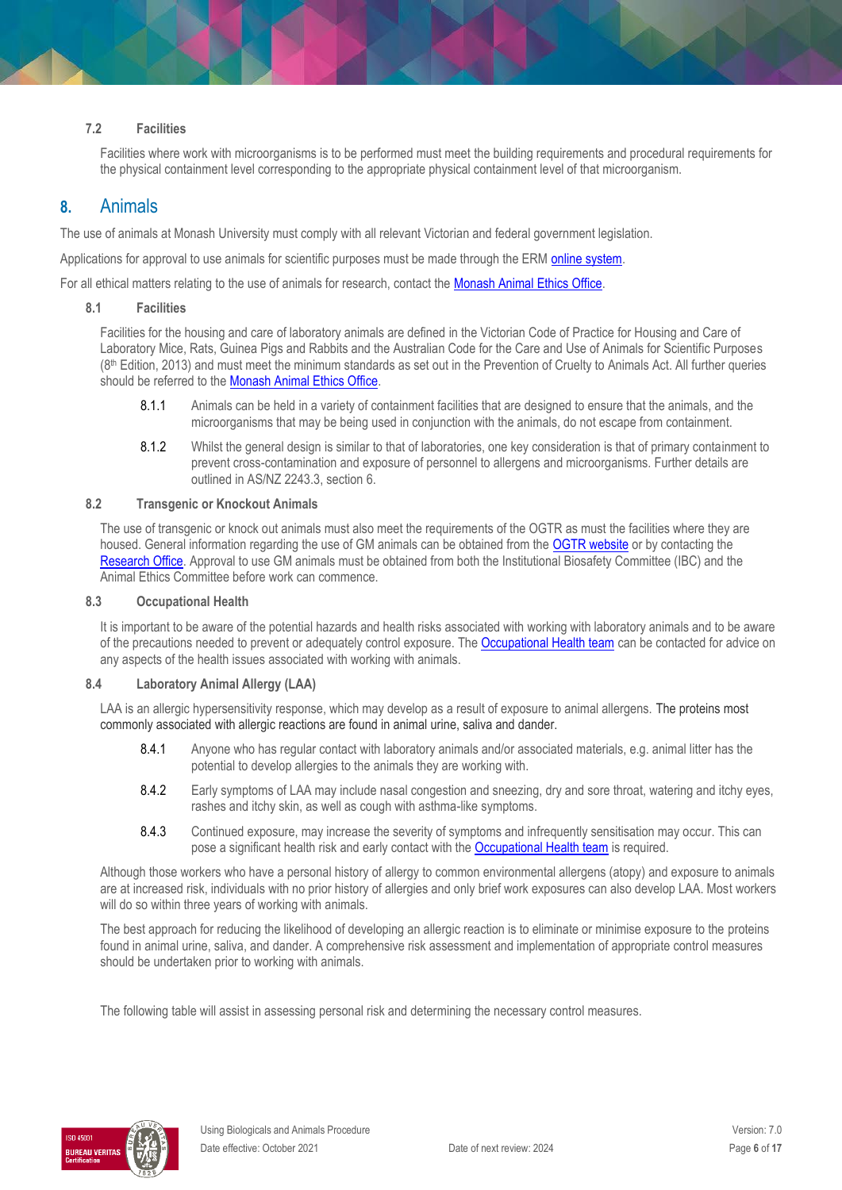### 7.2 Facilities

Facilities where work with microorganisms is to be performed must meet the building requirements and procedural requirements for the physical containment level corresponding to the appropriate physical containment level of that microorganism.

## 8. Animals

The use of animals at Monash University must comply with all relevant Victorian and federal government legislation.

Applications for approval to use animals for scientific purposes must be made through the ERM online system.

For all ethical matters relating to the use of animals for research, contact the Monash Animal Ethics Office.

### 8.1 Facilities

Facilities for the housing and care of laboratory animals are defined in the Victorian Code of Practice for Housing and Care of Laboratory Mice, Rats, Guinea Pigs and Rabbits and the Australian Code for the Care and Use of Animals for Scientific Purposes (8th Edition, 2013) and must meet the minimum standards as set out in the Prevention of Cruelty to Animals Act. All further queries should be referred to the Monash Animal Ethics Office.

8.1.1 Animals can be held in a variety of containment facilities that are designed to ensure that the animals, and the microorganisms that may be being used in conjunction with the animals, do not escape from containment.

8.1.2 Whilst the general design is similar to that of laboratories, one key consideration is that of primary containment to prevent cross-contamination and exposure of personnel to allergens and microorganisms. Further details are outlined in AS/NZ 2243.3, section 6.

### 8.2 Transgenic or Knockout Animals

The use of transgenic or knock out animals must also meet the requirements of the OGTR as must the facilities where they are housed. General information regarding the use of GM animals can be obtained from the OGTR website or by contacting the Research Office. Approval to use GM animals must be obtained from both the Institutional Biosafety Committee (IBC) and the Animal Ethics Committee before work can commence.

### 8.3 Occupational Health

It is important to be aware of the potential hazards and health risks associated with working with laboratory animals and to be aware of the precautions needed to prevent or adequately control exposure. The Occupational Health team can be contacted for advice on any aspects of the health issues associated with working with animals.

### 8.4 Laboratory Animal Allergy (LAA)

LAA is an allergic hypersensitivity response, which may develop as a result of exposure to animal allergens. The proteins most commonly associated with allergic reactions are found in animal urine, saliva and dander.

8.4.1 Anyone who has regular contact with laboratory animals and/or associated materials, e.g. animal litter has the potential to develop allergies to the animals they are working with.

8.4.2 Early symptoms of LAA may include nasal congestion and sneezing, dry and sore throat, watering and itchy eyes, rashes and itchy skin, as well as cough with asthma-like symptoms.

8.4.3 Continued exposure, may increase the severity of symptoms and infrequently sensitisation may occur. This can pose a significant health risk and early contact with the Occupational Health team is required.

Although those workers who have a personal history of allergy to common environmental allergens (atopy) and exposure to animals are at increased risk, individuals with no prior history of allergies and only brief work exposures can also develop LAA. Most workers will do so within three years of working with animals.

The best approach for reducing the likelihood of developing an allergic reaction is to eliminate or minimise exposure to the proteins found in animal urine, saliva, and dander. A comprehensive risk assessment and implementation of appropriate control measures should be undertaken prior to working with animals.

The following table will assist in assessing personal risk and determining the necessary control measures.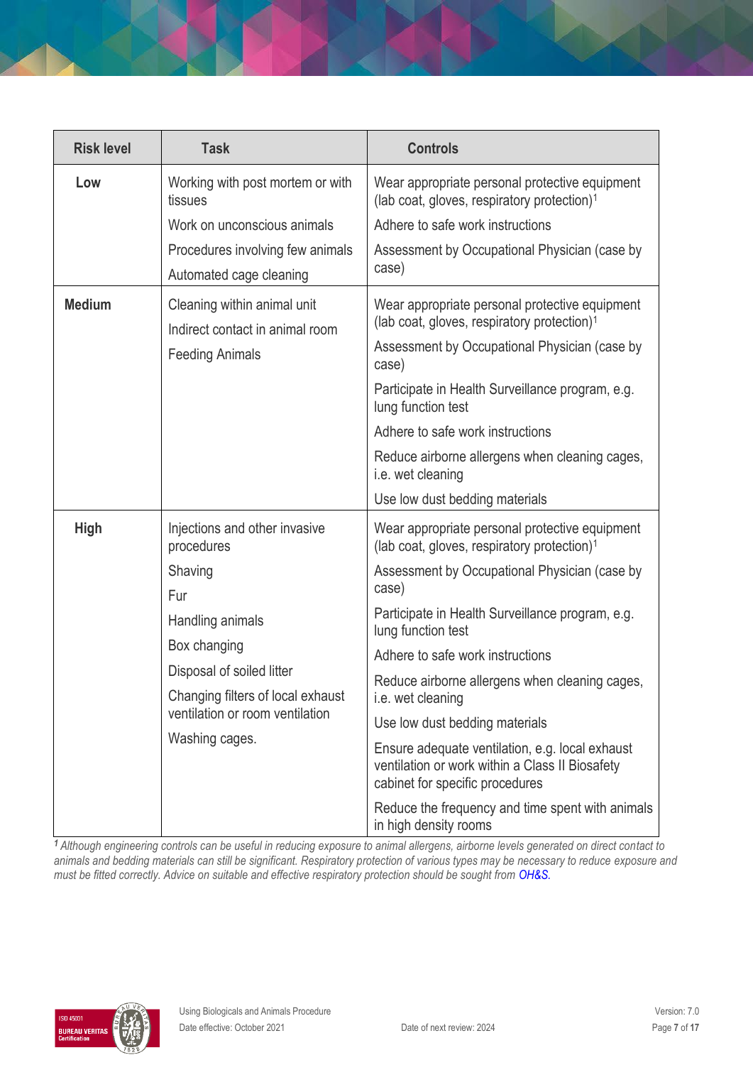| Risk level | Task | Controls |
|---|---|---|
| **Low** | Working with post mortem or with tissues<br>Work on unconscious animals<br>Procedures involving few animals<br>Automated cage cleaning | Wear appropriate personal protective equipment (lab coat, gloves, respiratory protection)[1]<br>Adhere to safe work instructions<br>Assessment by Occupational Physician (case by case) |
| **Medium** | Cleaning within animal unit<br>Indirect contact in animal room<br>Feeding Animals | Wear appropriate personal protective equipment (lab coat, gloves, respiratory protection)[1]<br>Assessment by Occupational Physician (case by case)<br>Participate in Health Surveillance program, e.g. lung function test<br>Adhere to safe work instructions<br>Reduce airborne allergens when cleaning cages, i.e. wet cleaning<br>Use low dust bedding materials |
| **High** | Injections and other invasive procedures<br>Shaving<br>Fur<br>Handling animals<br>Box changing<br>Disposal of soiled litter<br>Changing filters of local exhaust ventilation or room ventilation<br>Washing cages. | Wear appropriate personal protective equipment (lab coat, gloves, respiratory protection)[1]<br>Assessment by Occupational Physician (case by case)<br>Participate in Health Surveillance program, e.g. lung function test<br>Adhere to safe work instructions<br>Reduce airborne allergens when cleaning cages, i.e. wet cleaning<br>Use low dust bedding materials<br>Ensure adequate ventilation, e.g. local exhaust ventilation or work within a Class II Biosafety cabinet for specific procedures<br>Reduce the frequency and time spent with animals in high density rooms |

*[1] Although engineering controls can be useful in reducing exposure to animal allergens, airborne levels generated on direct contact to animals and bedding materials can still be significant. Respiratory protection of various types may be necessary to reduce exposure and must be fitted correctly. Advice on suitable and effective respiratory protection should be sought from OH&S.*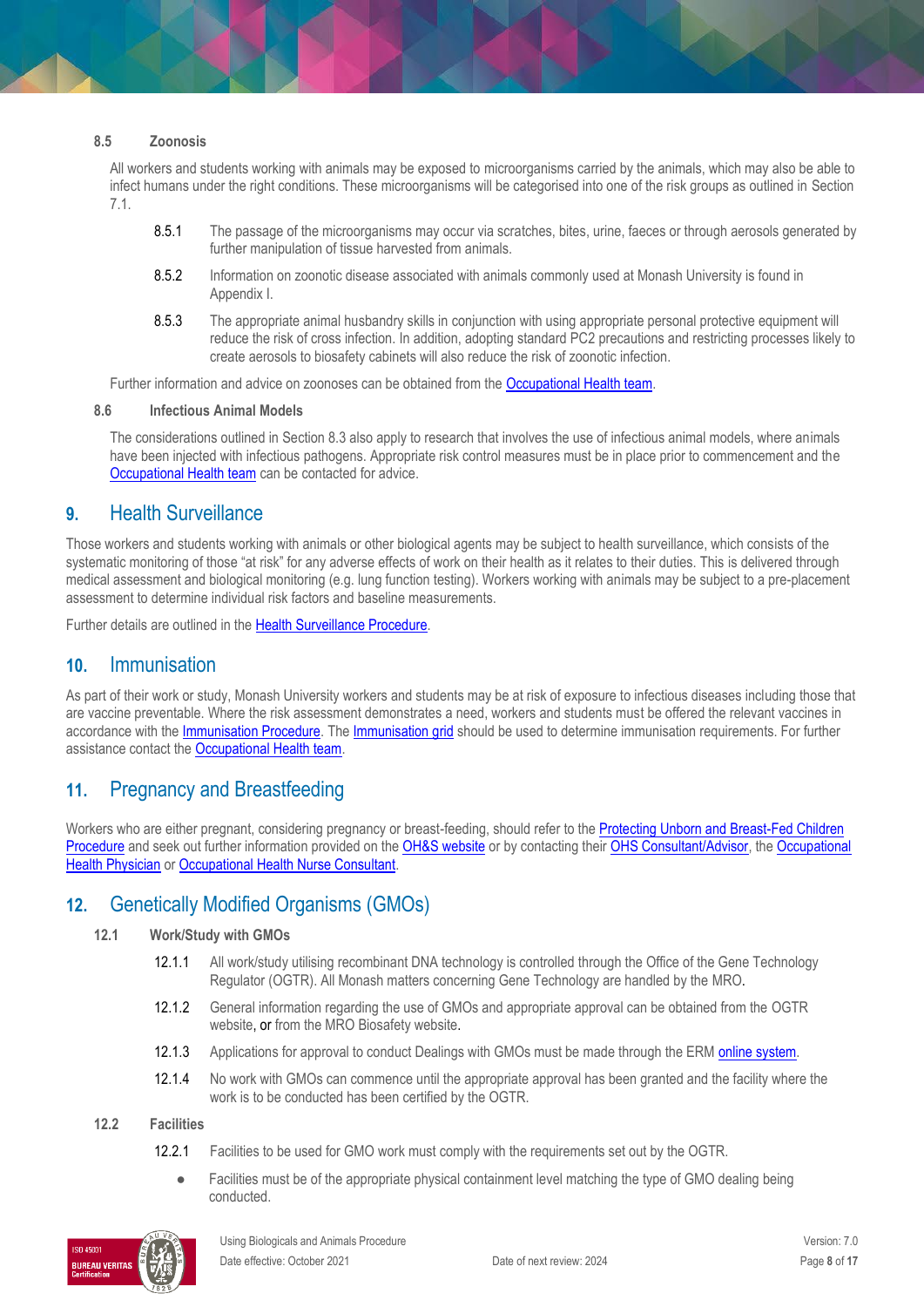### 8.5 Zoonosis

All workers and students working with animals may be exposed to microorganisms carried by the animals, which may also be able to infect humans under the right conditions. These microorganisms will be categorised into one of the risk groups as outlined in Section 7.1.

8.5.1 The passage of the microorganisms may occur via scratches, bites, urine, faeces or through aerosols generated by further manipulation of tissue harvested from animals.

8.5.2 Information on zoonotic disease associated with animals commonly used at Monash University is found in Appendix I.

8.5.3 The appropriate animal husbandry skills in conjunction with using appropriate personal protective equipment will reduce the risk of cross infection. In addition, adopting standard PC2 precautions and restricting processes likely to create aerosols to biosafety cabinets will also reduce the risk of zoonotic infection.

Further information and advice on zoonoses can be obtained from the Occupational Health team.

### 8.6 Infectious Animal Models

The considerations outlined in Section 8.3 also apply to research that involves the use of infectious animal models, where animals have been injected with infectious pathogens. Appropriate risk control measures must be in place prior to commencement and the Occupational Health team can be contacted for advice.

## 9. Health Surveillance

Those workers and students working with animals or other biological agents may be subject to health surveillance, which consists of the systematic monitoring of those "at risk" for any adverse effects of work on their health as it relates to their duties. This is delivered through medical assessment and biological monitoring (e.g. lung function testing). Workers working with animals may be subject to a pre-placement assessment to determine individual risk factors and baseline measurements.

Further details are outlined in the Health Surveillance Procedure.

## 10. Immunisation

As part of their work or study, Monash University workers and students may be at risk of exposure to infectious diseases including those that are vaccine preventable. Where the risk assessment demonstrates a need, workers and students must be offered the relevant vaccines in accordance with the Immunisation Procedure. The Immunisation grid should be used to determine immunisation requirements. For further assistance contact the Occupational Health team.

## 11. Pregnancy and Breastfeeding

Workers who are either pregnant, considering pregnancy or breast-feeding, should refer to the Protecting Unborn and Breast-Fed Children Procedure and seek out further information provided on the OH&S website or by contacting their OHS Consultant/Advisor, the Occupational Health Physician or Occupational Health Nurse Consultant.

## 12. Genetically Modified Organisms (GMOs)

### 12.1 Work/Study with GMOs

12.1.1 All work/study utilising recombinant DNA technology is controlled through the Office of the Gene Technology Regulator (OGTR). All Monash matters concerning Gene Technology are handled by the MRO.

12.1.2 General information regarding the use of GMOs and appropriate approval can be obtained from the OGTR website, or from the MRO Biosafety website.

12.1.3 Applications for approval to conduct Dealings with GMOs must be made through the ERM online system.

12.1.4 No work with GMOs can commence until the appropriate approval has been granted and the facility where the work is to be conducted has been certified by the OGTR.

### 12.2 Facilities

12.2.1 Facilities to be used for GMO work must comply with the requirements set out by the OGTR.

- Facilities must be of the appropriate physical containment level matching the type of GMO dealing being conducted.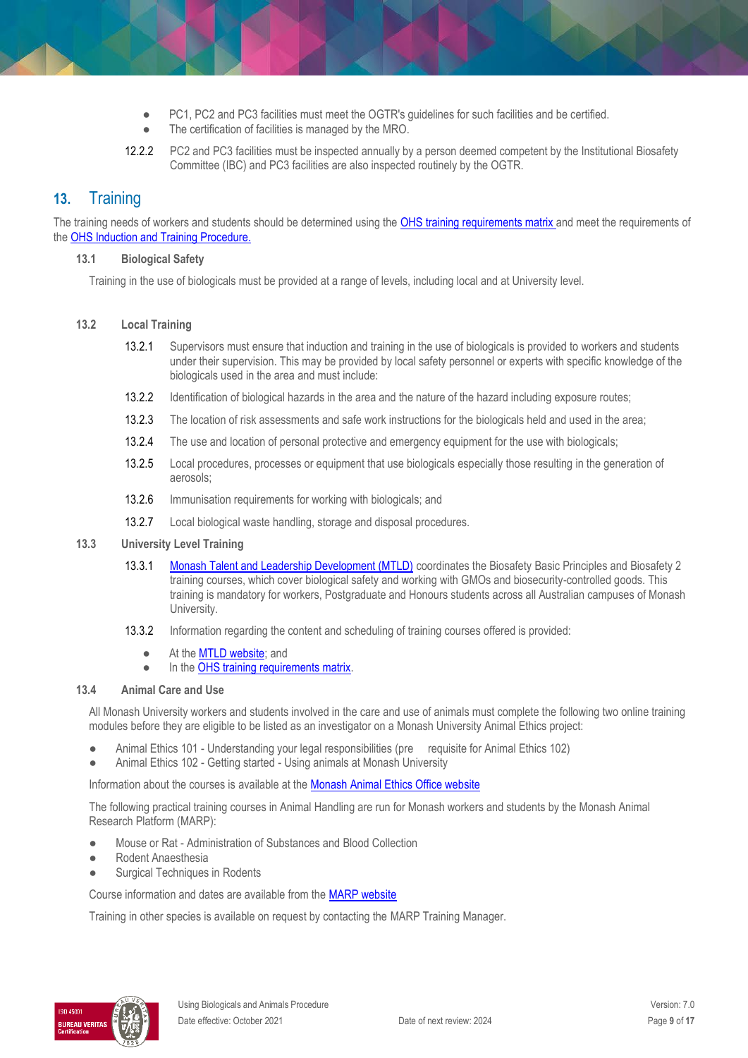- PC1, PC2 and PC3 facilities must meet the OGTR's guidelines for such facilities and be certified.
- The certification of facilities is managed by the MRO.

12.2.2 PC2 and PC3 facilities must be inspected annually by a person deemed competent by the Institutional Biosafety Committee (IBC) and PC3 facilities are also inspected routinely by the OGTR.

## 13. Training

The training needs of workers and students should be determined using the [OHS training requirements matrix]() and meet the requirements of the [OHS Induction and Training Procedure.]()

### 13.1 Biological Safety

Training in the use of biologicals must be provided at a range of levels, including local and at University level.

### 13.2 Local Training

13.2.1 Supervisors must ensure that induction and training in the use of biologicals is provided to workers and students under their supervision. This may be provided by local safety personnel or experts with specific knowledge of the biologicals used in the area and must include:

13.2.2 Identification of biological hazards in the area and the nature of the hazard including exposure routes;

13.2.3 The location of risk assessments and safe work instructions for the biologicals held and used in the area;

13.2.4 The use and location of personal protective and emergency equipment for the use with biologicals;

13.2.5 Local procedures, processes or equipment that use biologicals especially those resulting in the generation of aerosols;

13.2.6 Immunisation requirements for working with biologicals; and

13.2.7 Local biological waste handling, storage and disposal procedures.

### 13.3 University Level Training

13.3.1 [Monash Talent and Leadership Development (MTLD)]() coordinates the Biosafety Basic Principles and Biosafety 2 training courses, which cover biological safety and working with GMOs and biosecurity-controlled goods. This training is mandatory for workers, Postgraduate and Honours students across all Australian campuses of Monash University.

13.3.2 Information regarding the content and scheduling of training courses offered is provided:

- At the [MTLD website](); and
- In the [OHS training requirements matrix]().

### 13.4 Animal Care and Use

All Monash University workers and students involved in the care and use of animals must complete the following two online training modules before they are eligible to be listed as an investigator on a Monash University Animal Ethics project:

- Animal Ethics 101 - Understanding your legal responsibilities (pre requisite for Animal Ethics 102)
- Animal Ethics 102 - Getting started - Using animals at Monash University

Information about the courses is available at the [Monash Animal Ethics Office website]()

The following practical training courses in Animal Handling are run for Monash workers and students by the Monash Animal Research Platform (MARP):

- Mouse or Rat - Administration of Substances and Blood Collection
- Rodent Anaesthesia
- Surgical Techniques in Rodents

Course information and dates are available from the [MARP website]()

Training in other species is available on request by contacting the MARP Training Manager.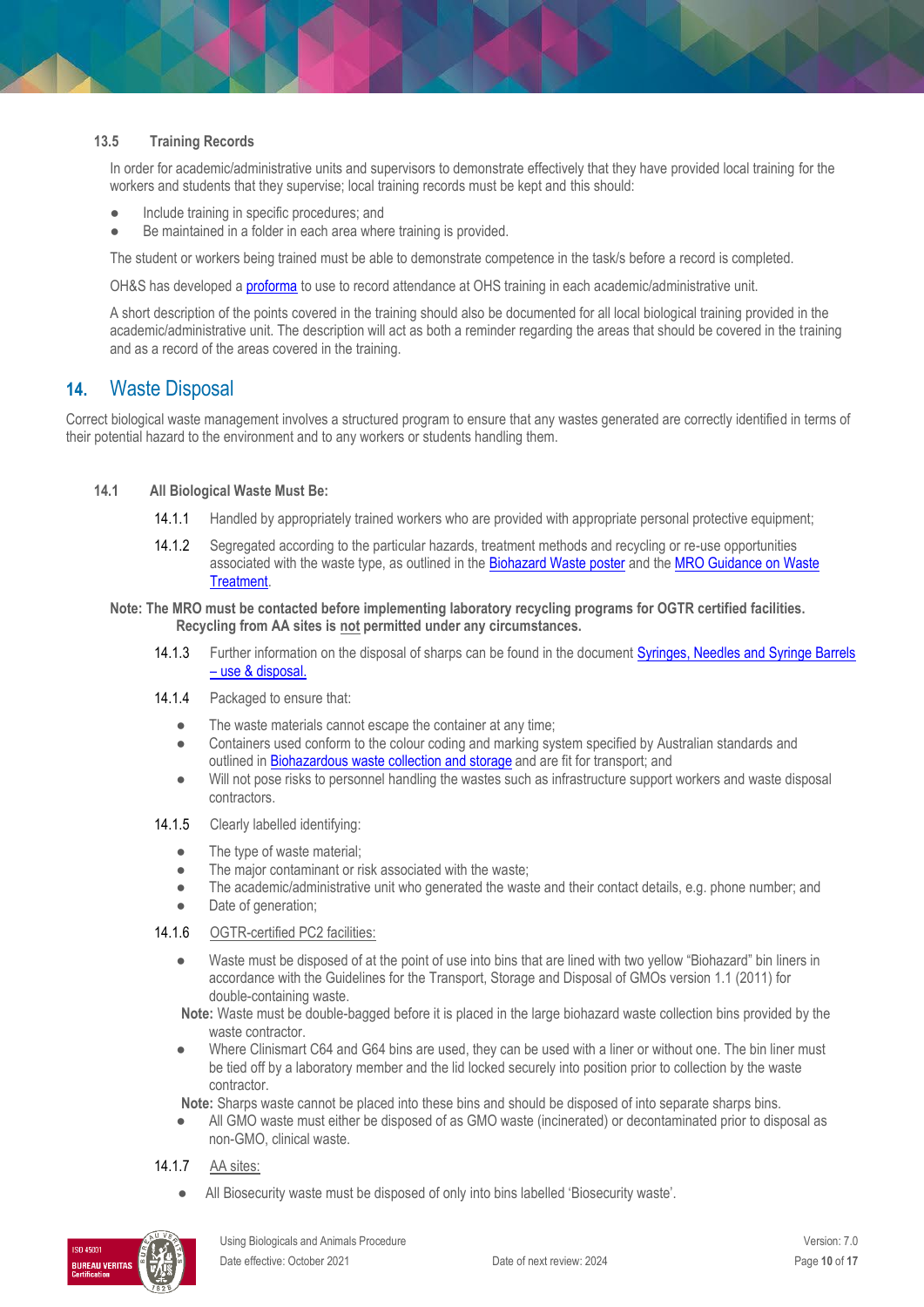### 13.5 Training Records

In order for academic/administrative units and supervisors to demonstrate effectively that they have provided local training for the workers and students that they supervise; local training records must be kept and this should:

- Include training in specific procedures; and
- Be maintained in a folder in each area where training is provided.

The student or workers being trained must be able to demonstrate competence in the task/s before a record is completed.

OH&S has developed a proforma to use to record attendance at OHS training in each academic/administrative unit.

A short description of the points covered in the training should also be documented for all local biological training provided in the academic/administrative unit. The description will act as both a reminder regarding the areas that should be covered in the training and as a record of the areas covered in the training.

## 14. Waste Disposal

Correct biological waste management involves a structured program to ensure that any wastes generated are correctly identified in terms of their potential hazard to the environment and to any workers or students handling them.

### 14.1 All Biological Waste Must Be:

14.1.1 Handled by appropriately trained workers who are provided with appropriate personal protective equipment;

14.1.2 Segregated according to the particular hazards, treatment methods and recycling or re-use opportunities associated with the waste type, as outlined in the Biohazard Waste poster and the MRO Guidance on Waste Treatment.

**Note: The MRO must be contacted before implementing laboratory recycling programs for OGTR certified facilities. Recycling from AA sites is not permitted under any circumstances.**

14.1.3 Further information on the disposal of sharps can be found in the document Syringes, Needles and Syringe Barrels – use & disposal.

14.1.4 Packaged to ensure that:

- The waste materials cannot escape the container at any time;
- Containers used conform to the colour coding and marking system specified by Australian standards and outlined in Biohazardous waste collection and storage and are fit for transport; and
- Will not pose risks to personnel handling the wastes such as infrastructure support workers and waste disposal contractors.

14.1.5 Clearly labelled identifying:

- The type of waste material;
- The major contaminant or risk associated with the waste;
- The academic/administrative unit who generated the waste and their contact details, e.g. phone number; and
- Date of generation;

14.1.6 OGTR-certified PC2 facilities:

- Waste must be disposed of at the point of use into bins that are lined with two yellow "Biohazard" bin liners in accordance with the Guidelines for the Transport, Storage and Disposal of GMOs version 1.1 (2011) for double-containing waste.

**Note:** Waste must be double-bagged before it is placed in the large biohazard waste collection bins provided by the waste contractor.

- Where Clinismart C64 and G64 bins are used, they can be used with a liner or without one. The bin liner must be tied off by a laboratory member and the lid locked securely into position prior to collection by the waste contractor.

**Note:** Sharps waste cannot be placed into these bins and should be disposed of into separate sharps bins.

- All GMO waste must either be disposed of as GMO waste (incinerated) or decontaminated prior to disposal as non-GMO, clinical waste.

14.1.7 AA sites:

- All Biosecurity waste must be disposed of only into bins labelled 'Biosecurity waste'.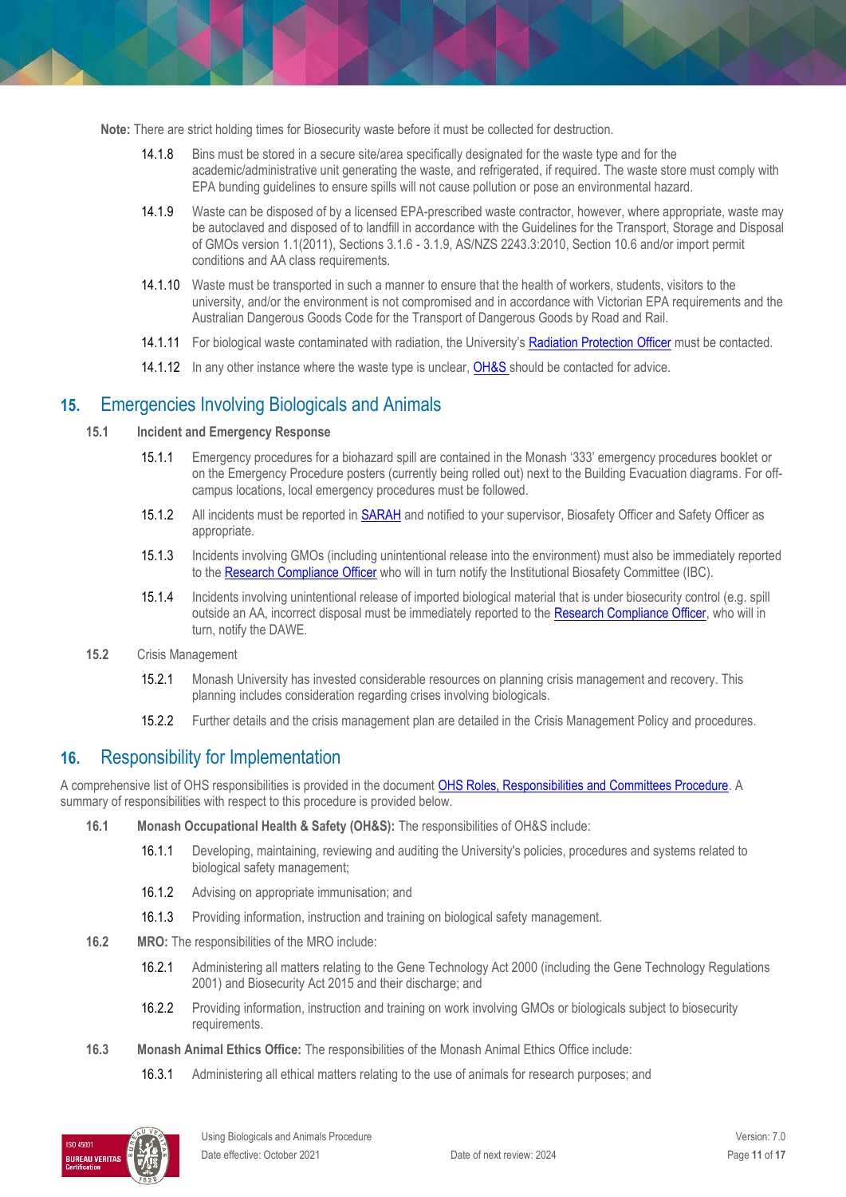**Note:** There are strict holding times for Biosecurity waste before it must be collected for destruction.

14.1.8 Bins must be stored in a secure site/area specifically designated for the waste type and for the academic/administrative unit generating the waste, and refrigerated, if required. The waste store must comply with EPA bunding guidelines to ensure spills will not cause pollution or pose an environmental hazard.

14.1.9 Waste can be disposed of by a licensed EPA-prescribed waste contractor, however, where appropriate, waste may be autoclaved and disposed of to landfill in accordance with the Guidelines for the Transport, Storage and Disposal of GMOs version 1.1(2011), Sections 3.1.6 - 3.1.9, AS/NZS 2243.3:2010, Section 10.6 and/or import permit conditions and AA class requirements.

14.1.10 Waste must be transported in such a manner to ensure that the health of workers, students, visitors to the university, and/or the environment is not compromised and in accordance with Victorian EPA requirements and the Australian Dangerous Goods Code for the Transport of Dangerous Goods by Road and Rail.

14.1.11 For biological waste contaminated with radiation, the University's Radiation Protection Officer must be contacted.

14.1.12 In any other instance where the waste type is unclear, OH&S should be contacted for advice.

## 15. Emergencies Involving Biologicals and Animals

### 15.1 Incident and Emergency Response

15.1.1 Emergency procedures for a biohazard spill are contained in the Monash '333' emergency procedures booklet or on the Emergency Procedure posters (currently being rolled out) next to the Building Evacuation diagrams. For off-campus locations, local emergency procedures must be followed.

15.1.2 All incidents must be reported in SARAH and notified to your supervisor, Biosafety Officer and Safety Officer as appropriate.

15.1.3 Incidents involving GMOs (including unintentional release into the environment) must also be immediately reported to the Research Compliance Officer who will in turn notify the Institutional Biosafety Committee (IBC).

15.1.4 Incidents involving unintentional release of imported biological material that is under biosecurity control (e.g. spill outside an AA, incorrect disposal must be immediately reported to the Research Compliance Officer, who will in turn, notify the DAWE.

### 15.2 Crisis Management

15.2.1 Monash University has invested considerable resources on planning crisis management and recovery. This planning includes consideration regarding crises involving biologicals.

15.2.2 Further details and the crisis management plan are detailed in the Crisis Management Policy and procedures.

## 16. Responsibility for Implementation

A comprehensive list of OHS responsibilities is provided in the document OHS Roles, Responsibilities and Committees Procedure. A summary of responsibilities with respect to this procedure is provided below.

**16.1 Monash Occupational Health & Safety (OH&S):** The responsibilities of OH&S include:

16.1.1 Developing, maintaining, reviewing and auditing the University's policies, procedures and systems related to biological safety management;

16.1.2 Advising on appropriate immunisation; and

16.1.3 Providing information, instruction and training on biological safety management.

**16.2 MRO:** The responsibilities of the MRO include:

16.2.1 Administering all matters relating to the Gene Technology Act 2000 (including the Gene Technology Regulations 2001) and Biosecurity Act 2015 and their discharge; and

16.2.2 Providing information, instruction and training on work involving GMOs or biologicals subject to biosecurity requirements.

**16.3 Monash Animal Ethics Office:** The responsibilities of the Monash Animal Ethics Office include:

16.3.1 Administering all ethical matters relating to the use of animals for research purposes; and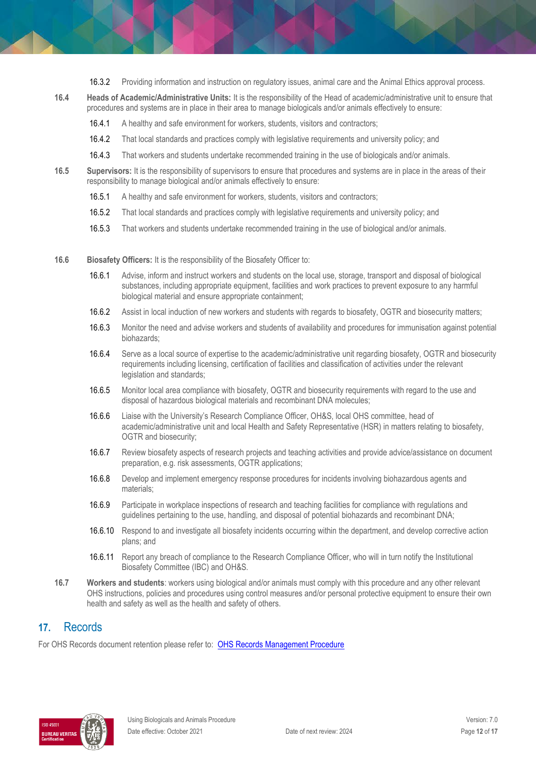16.3.2 Providing information and instruction on regulatory issues, animal care and the Animal Ethics approval process.

**16.4** **Heads of Academic/Administrative Units:** It is the responsibility of the Head of academic/administrative unit to ensure that procedures and systems are in place in their area to manage biologicals and/or animals effectively to ensure:

16.4.1 A healthy and safe environment for workers, students, visitors and contractors;

16.4.2 That local standards and practices comply with legislative requirements and university policy; and

16.4.3 That workers and students undertake recommended training in the use of biologicals and/or animals.

**16.5** **Supervisors:** It is the responsibility of supervisors to ensure that procedures and systems are in place in the areas of their responsibility to manage biological and/or animals effectively to ensure:

16.5.1 A healthy and safe environment for workers, students, visitors and contractors;

16.5.2 That local standards and practices comply with legislative requirements and university policy; and

16.5.3 That workers and students undertake recommended training in the use of biological and/or animals.

**16.6** **Biosafety Officers:** It is the responsibility of the Biosafety Officer to:

16.6.1 Advise, inform and instruct workers and students on the local use, storage, transport and disposal of biological substances, including appropriate equipment, facilities and work practices to prevent exposure to any harmful biological material and ensure appropriate containment;

16.6.2 Assist in local induction of new workers and students with regards to biosafety, OGTR and biosecurity matters;

16.6.3 Monitor the need and advise workers and students of availability and procedures for immunisation against potential biohazards;

16.6.4 Serve as a local source of expertise to the academic/administrative unit regarding biosafety, OGTR and biosecurity requirements including licensing, certification of facilities and classification of activities under the relevant legislation and standards;

16.6.5 Monitor local area compliance with biosafety, OGTR and biosecurity requirements with regard to the use and disposal of hazardous biological materials and recombinant DNA molecules;

16.6.6 Liaise with the University's Research Compliance Officer, OH&S, local OHS committee, head of academic/administrative unit and local Health and Safety Representative (HSR) in matters relating to biosafety, OGTR and biosecurity;

16.6.7 Review biosafety aspects of research projects and teaching activities and provide advice/assistance on document preparation, e.g. risk assessments, OGTR applications;

16.6.8 Develop and implement emergency response procedures for incidents involving biohazardous agents and materials;

16.6.9 Participate in workplace inspections of research and teaching facilities for compliance with regulations and guidelines pertaining to the use, handling, and disposal of potential biohazards and recombinant DNA;

16.6.10 Respond to and investigate all biosafety incidents occurring within the department, and develop corrective action plans; and

16.6.11 Report any breach of compliance to the Research Compliance Officer, who will in turn notify the Institutional Biosafety Committee (IBC) and OH&S.

**16.7** **Workers and students**: workers using biological and/or animals must comply with this procedure and any other relevant OHS instructions, policies and procedures using control measures and/or personal protective equipment to ensure their own health and safety as well as the health and safety of others.

## 17. Records

For OHS Records document retention please refer to: OHS Records Management Procedure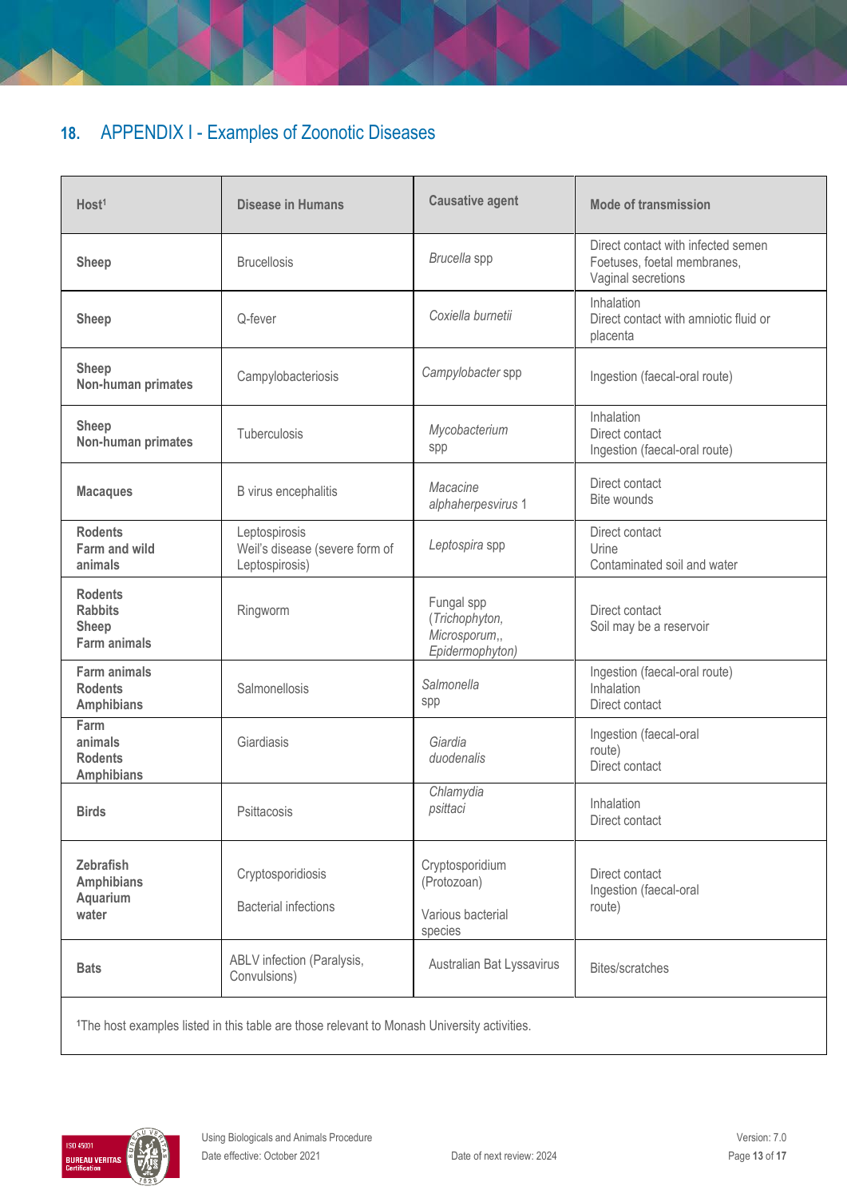## 18. APPENDIX I - Examples of Zoonotic Diseases

| Host[1] | Disease in Humans | Causative agent | Mode of transmission |
|---|---|---|---|
| **Sheep** | Brucellosis | *Brucella* spp | Direct contact with infected semen<br>Foetuses, foetal membranes,<br>Vaginal secretions |
| **Sheep** | Q-fever | *Coxiella burnetii* | Inhalation<br>Direct contact with amniotic fluid or placenta |
| **Sheep**<br>**Non-human primates** | Campylobacteriosis | *Campylobacter* spp | Ingestion (faecal-oral route) |
| **Sheep**<br>**Non-human primates** | Tuberculosis | *Mycobacterium* spp | Inhalation<br>Direct contact<br>Ingestion (faecal-oral route) |
| **Macaques** | B virus encephalitis | *Macacine alphaherpesvirus* 1 | Direct contact<br>Bite wounds |
| **Rodents**<br>**Farm and wild animals** | Leptospirosis<br>Weil's disease (severe form of Leptospirosis) | *Leptospira* spp | Direct contact<br>Urine<br>Contaminated soil and water |
| **Rodents**<br>**Rabbits**<br>**Sheep**<br>**Farm animals** | Ringworm | Fungal spp<br>(*Trichophyton, Microsporum,, Epidermophyton)* | Direct contact<br>Soil may be a reservoir |
| **Farm animals**<br>**Rodents**<br>**Amphibians** | Salmonellosis | *Salmonella* spp | Ingestion (faecal-oral route)<br>Inhalation<br>Direct contact |
| **Farm animals**<br>**Rodents**<br>**Amphibians** | Giardiasis | *Giardia duodenalis* | Ingestion (faecal-oral route)<br>Direct contact |
| **Birds** | Psittacosis | *Chlamydia psittaci* | Inhalation<br>Direct contact |
| **Zebrafish**<br>**Amphibians**<br>**Aquarium water** | Cryptosporidiosis<br><br>Bacterial infections | Cryptosporidium (Protozoan)<br><br>Various bacterial species | Direct contact<br>Ingestion (faecal-oral route) |
| **Bats** | ABLV infection (Paralysis, Convulsions) | Australian Bat Lyssavirus | Bites/scratches |

[1]The host examples listed in this table are those relevant to Monash University activities.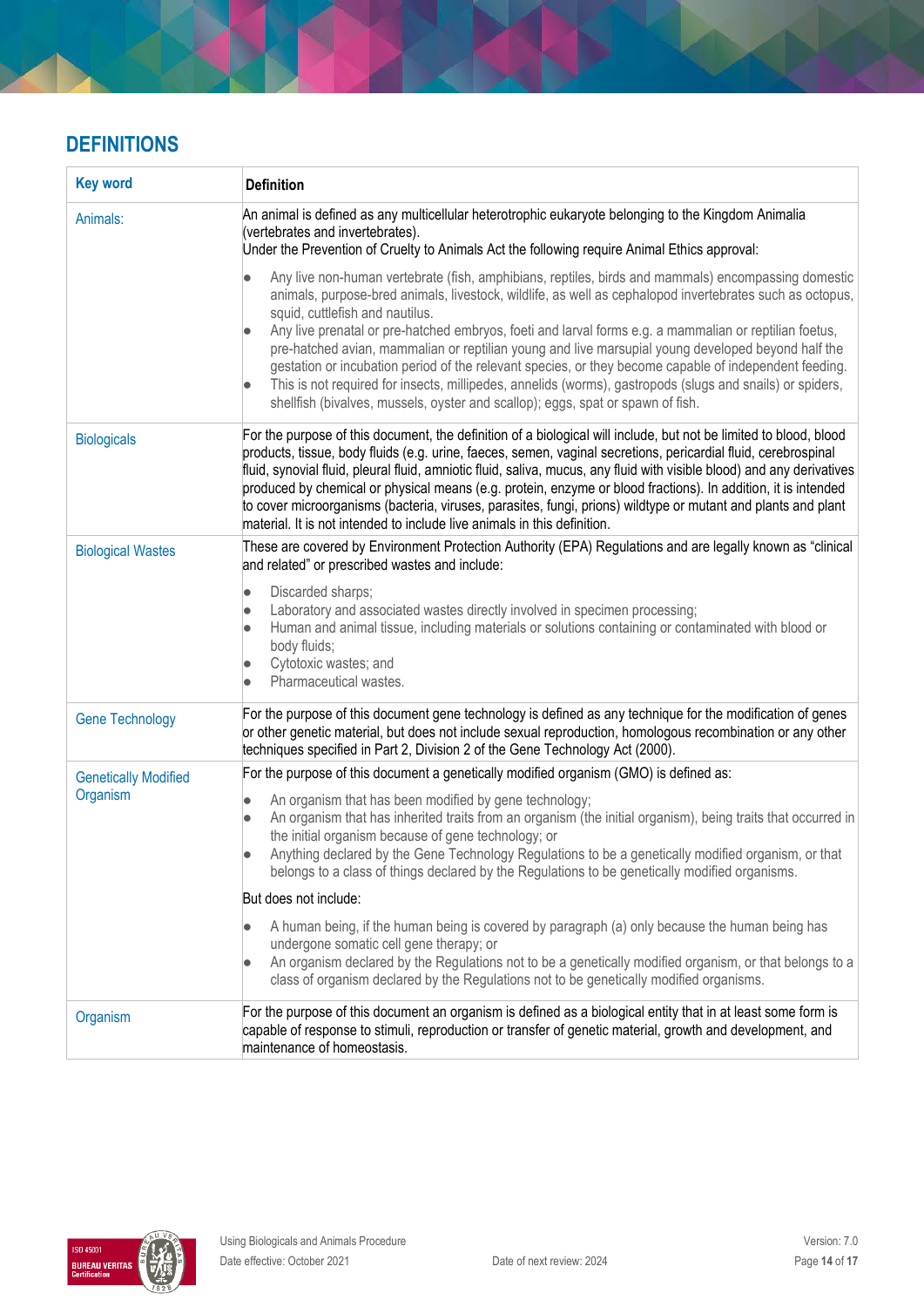## DEFINITIONS

| Key word | Definition |
|---|---|
| Animals: | An animal is defined as any multicellular heterotrophic eukaryote belonging to the Kingdom Animalia (vertebrates and invertebrates).<br>Under the Prevention of Cruelty to Animals Act the following require Animal Ethics approval:<br>• Any live non-human vertebrate (fish, amphibians, reptiles, birds and mammals) encompassing domestic animals, purpose-bred animals, livestock, wildlife, as well as cephalopod invertebrates such as octopus, squid, cuttlefish and nautilus.<br>• Any live prenatal or pre-hatched embryos, foeti and larval forms e.g. a mammalian or reptilian foetus, pre-hatched avian, mammalian or reptilian young and live marsupial young developed beyond half the gestation or incubation period of the relevant species, or they become capable of independent feeding.<br>• This is not required for insects, millipedes, annelids (worms), gastropods (slugs and snails) or spiders, shellfish (bivalves, mussels, oyster and scallop); eggs, spat or spawn of fish. |
| Biologicals | For the purpose of this document, the definition of a biological will include, but not be limited to blood, blood products, tissue, body fluids (e.g. urine, faeces, semen, vaginal secretions, pericardial fluid, cerebrospinal fluid, synovial fluid, pleural fluid, amniotic fluid, saliva, mucus, any fluid with visible blood) and any derivatives produced by chemical or physical means (e.g. protein, enzyme or blood fractions). In addition, it is intended to cover microorganisms (bacteria, viruses, parasites, fungi, prions) wildtype or mutant and plants and plant material. It is not intended to include live animals in this definition. |
| Biological Wastes | These are covered by Environment Protection Authority (EPA) Regulations and are legally known as "clinical and related" or prescribed wastes and include:<br>• Discarded sharps;<br>• Laboratory and associated wastes directly involved in specimen processing;<br>• Human and animal tissue, including materials or solutions containing or contaminated with blood or body fluids;<br>• Cytotoxic wastes; and<br>• Pharmaceutical wastes. |
| Gene Technology | For the purpose of this document gene technology is defined as any technique for the modification of genes or other genetic material, but does not include sexual reproduction, homologous recombination or any other techniques specified in Part 2, Division 2 of the Gene Technology Act (2000). |
| Genetically Modified Organism | For the purpose of this document a genetically modified organism (GMO) is defined as:<br>• An organism that has been modified by gene technology;<br>• An organism that has inherited traits from an organism (the initial organism), being traits that occurred in the initial organism because of gene technology; or<br>• Anything declared by the Gene Technology Regulations to be a genetically modified organism, or that belongs to a class of things declared by the Regulations to be genetically modified organisms.<br>But does not include:<br>• A human being, if the human being is covered by paragraph (a) only because the human being has undergone somatic cell gene therapy; or<br>• An organism declared by the Regulations not to be a genetically modified organism, or that belongs to a class of organism declared by the Regulations not to be genetically modified organisms. |
| Organism | For the purpose of this document an organism is defined as a biological entity that in at least some form is capable of response to stimuli, reproduction or transfer of genetic material, growth and development, and maintenance of homeostasis. |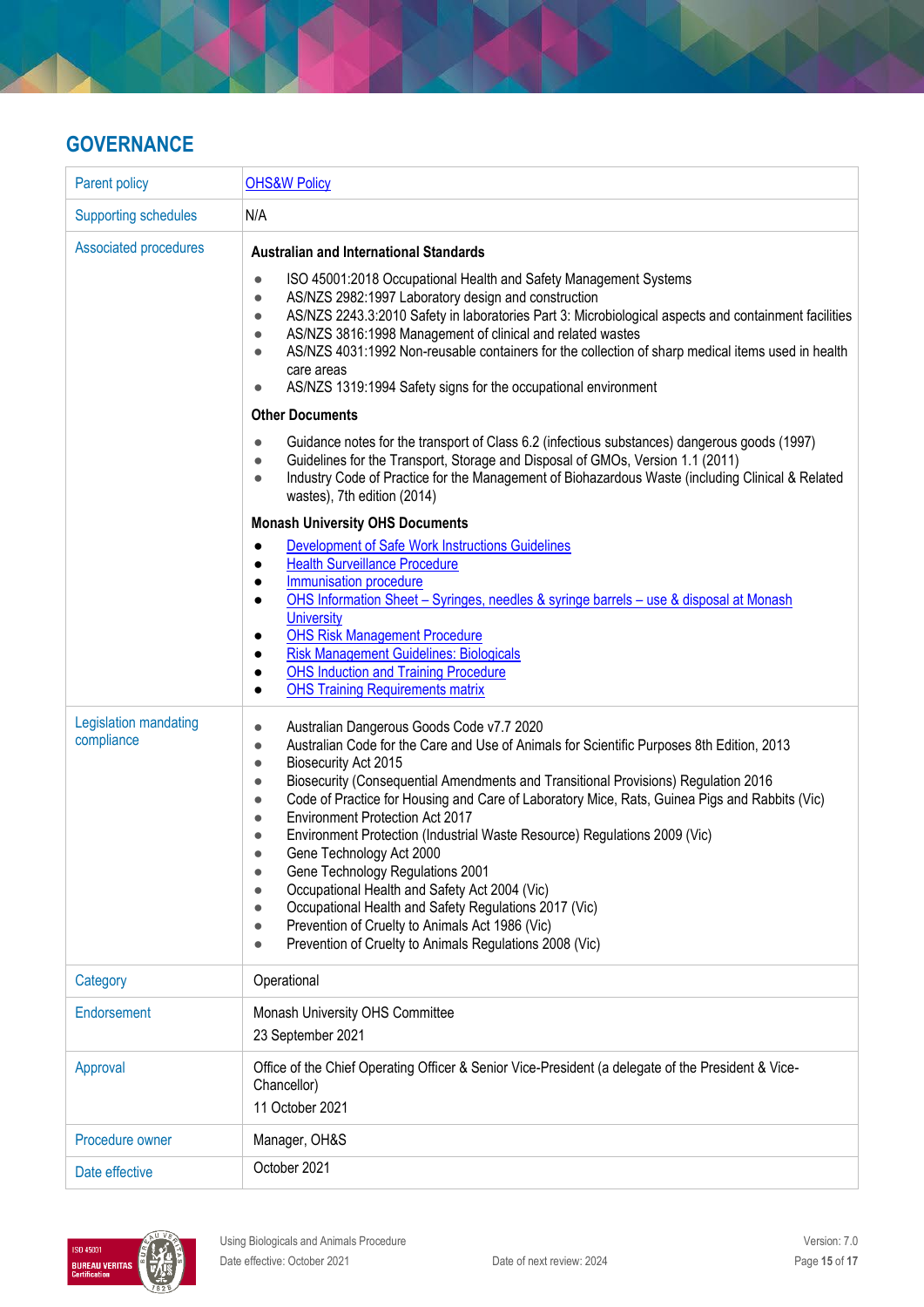## GOVERNANCE

| | |
|---|---|
| Parent policy | OHS&W Policy |
| Supporting schedules | N/A |
| Associated procedures | **Australian and International Standards**<br>• ISO 45001:2018 Occupational Health and Safety Management Systems<br>• AS/NZS 2982:1997 Laboratory design and construction<br>• AS/NZS 2243.3:2010 Safety in laboratories Part 3: Microbiological aspects and containment facilities<br>• AS/NZS 3816:1998 Management of clinical and related wastes<br>• AS/NZS 4031:1992 Non-reusable containers for the collection of sharp medical items used in health care areas<br>• AS/NZS 1319:1994 Safety signs for the occupational environment<br>**Other Documents**<br>• Guidance notes for the transport of Class 6.2 (infectious substances) dangerous goods (1997)<br>• Guidelines for the Transport, Storage and Disposal of GMOs, Version 1.1 (2011)<br>• Industry Code of Practice for the Management of Biohazardous Waste (including Clinical & Related wastes), 7th edition (2014)<br>**Monash University OHS Documents**<br>• Development of Safe Work Instructions Guidelines<br>• Health Surveillance Procedure<br>• Immunisation procedure<br>• OHS Information Sheet – Syringes, needles & syringe barrels – use & disposal at Monash University<br>• OHS Risk Management Procedure<br>• Risk Management Guidelines: Biologicals<br>• OHS Induction and Training Procedure<br>• OHS Training Requirements matrix |
| Legislation mandating compliance | • Australian Dangerous Goods Code v7.7 2020<br>• Australian Code for the Care and Use of Animals for Scientific Purposes 8th Edition, 2013<br>• Biosecurity Act 2015<br>• Biosecurity (Consequential Amendments and Transitional Provisions) Regulation 2016<br>• Code of Practice for Housing and Care of Laboratory Mice, Rats, Guinea Pigs and Rabbits (Vic)<br>• Environment Protection Act 2017<br>• Environment Protection (Industrial Waste Resource) Regulations 2009 (Vic)<br>• Gene Technology Act 2000<br>• Gene Technology Regulations 2001<br>• Occupational Health and Safety Act 2004 (Vic)<br>• Occupational Health and Safety Regulations 2017 (Vic)<br>• Prevention of Cruelty to Animals Act 1986 (Vic)<br>• Prevention of Cruelty to Animals Regulations 2008 (Vic) |
| Category | Operational |
| Endorsement | Monash University OHS Committee<br>23 September 2021 |
| Approval | Office of the Chief Operating Officer & Senior Vice-President (a delegate of the President & Vice-Chancellor)<br>11 October 2021 |
| Procedure owner | Manager, OH&S |
| Date effective | October 2021 |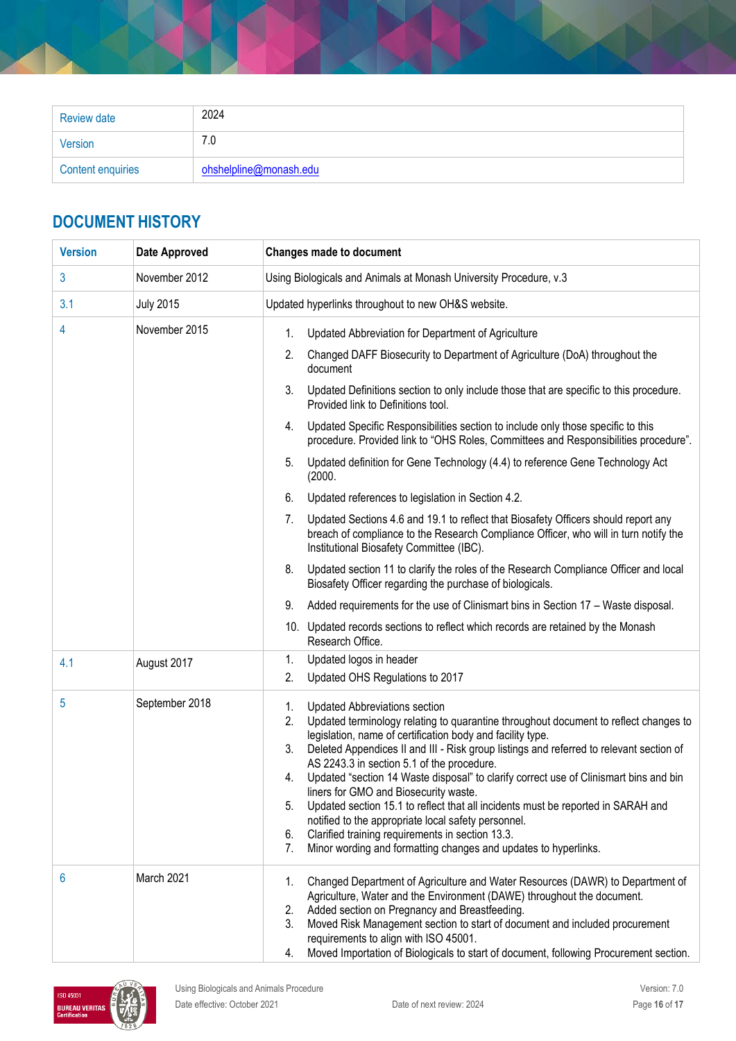| Review date | 2024 |
|---|---|
| Version | 7.0 |
| Content enquiries | ohshelpline@monash.edu |

## DOCUMENT HISTORY

| Version | Date Approved | Changes made to document |
|---|---|---|
| 3 | November 2012 | Using Biologicals and Animals at Monash University Procedure, v.3 |
| 3.1 | July 2015 | Updated hyperlinks throughout to new OH&S website. |
| 4 | November 2015 | 1. Updated Abbreviation for Department of Agriculture<br>2. Changed DAFF Biosecurity to Department of Agriculture (DoA) throughout the document<br>3. Updated Definitions section to only include those that are specific to this procedure. Provided link to Definitions tool.<br>4. Updated Specific Responsibilities section to include only those specific to this procedure. Provided link to "OHS Roles, Committees and Responsibilities procedure".<br>5. Updated definition for Gene Technology (4.4) to reference Gene Technology Act (2000.<br>6. Updated references to legislation in Section 4.2.<br>7. Updated Sections 4.6 and 19.1 to reflect that Biosafety Officers should report any breach of compliance to the Research Compliance Officer, who will in turn notify the Institutional Biosafety Committee (IBC).<br>8. Updated section 11 to clarify the roles of the Research Compliance Officer and local Biosafety Officer regarding the purchase of biologicals.<br>9. Added requirements for the use of Clinismart bins in Section 17 – Waste disposal.<br>10. Updated records sections to reflect which records are retained by the Monash Research Office. |
| 4.1 | August 2017 | 1. Updated logos in header<br>2. Updated OHS Regulations to 2017 |
| 5 | September 2018 | 1. Updated Abbreviations section<br>2. Updated terminology relating to quarantine throughout document to reflect changes to legislation, name of certification body and facility type.<br>3. Deleted Appendices II and III - Risk group listings and referred to relevant section of AS 2243.3 in section 5.1 of the procedure.<br>4. Updated "section 14 Waste disposal" to clarify correct use of Clinismart bins and bin liners for GMO and Biosecurity waste.<br>5. Updated section 15.1 to reflect that all incidents must be reported in SARAH and notified to the appropriate local safety personnel.<br>6. Clarified training requirements in section 13.3.<br>7. Minor wording and formatting changes and updates to hyperlinks. |
| 6 | March 2021 | 1. Changed Department of Agriculture and Water Resources (DAWR) to Department of Agriculture, Water and the Environment (DAWE) throughout the document.<br>2. Added section on Pregnancy and Breastfeeding.<br>3. Moved Risk Management section to start of document and included procurement requirements to align with ISO 45001.<br>4. Moved Importation of Biologicals to start of document, following Procurement section. |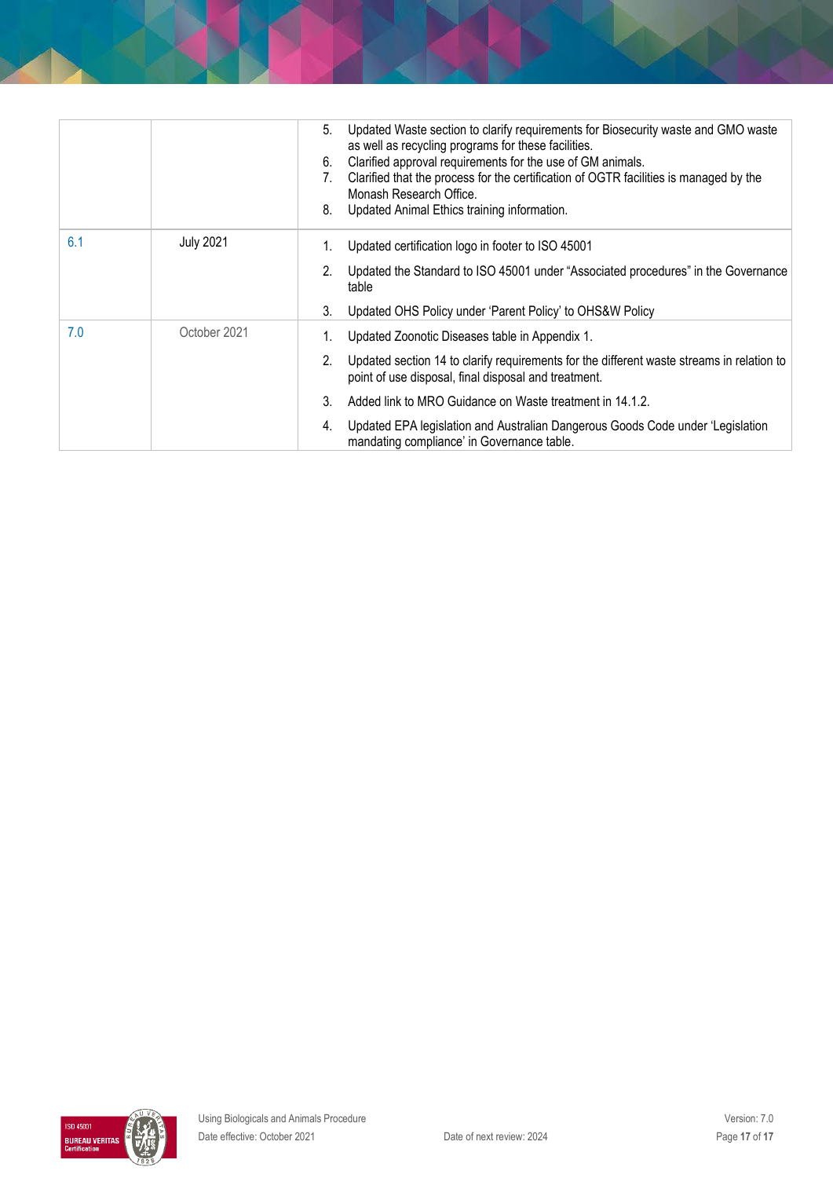| | | |
|---|---|---|
| | | 5. Updated Waste section to clarify requirements for Biosecurity waste and GMO waste as well as recycling programs for these facilities.<br>6. Clarified approval requirements for the use of GM animals.<br>7. Clarified that the process for the certification of OGTR facilities is managed by the Monash Research Office.<br>8. Updated Animal Ethics training information. |
| 6.1 | July 2021 | 1. Updated certification logo in footer to ISO 45001<br>2. Updated the Standard to ISO 45001 under "Associated procedures" in the Governance table<br>3. Updated OHS Policy under 'Parent Policy' to OHS&W Policy |
| 7.0 | October 2021 | 1. Updated Zoonotic Diseases table in Appendix 1.<br>2. Updated section 14 to clarify requirements for the different waste streams in relation to point of use disposal, final disposal and treatment.<br>3. Added link to MRO Guidance on Waste treatment in 14.1.2.<br>4. Updated EPA legislation and Australian Dangerous Goods Code under 'Legislation mandating compliance' in Governance table. |